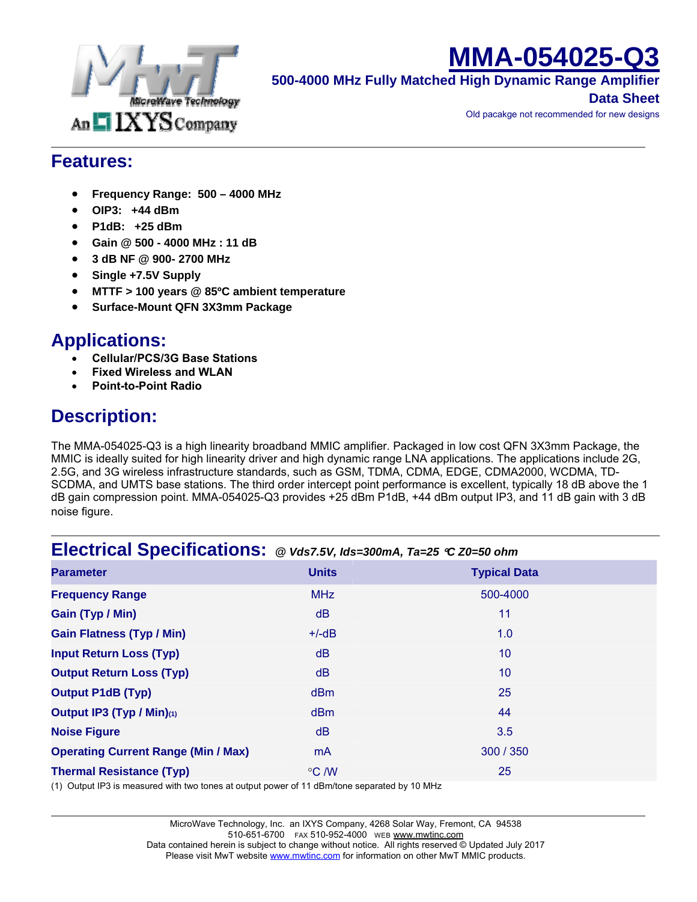# MMA-054025-Q3

**500-4000 MHz Fully Matched High Dynamic Range Amplifier**

**Data Sheet**

Old pacakge not recommended for new designs

## Features:

- **Frequency Range: 500 – 4000 MHz**
- **OIP3: +44 dBm**
- **P1dB: +25 dBm**
- **Gain @ 500 - 4000 MHz : 11 dB**
- **3 dB NF @ 900- 2700 MHz**
- **Single +7.5V Supply**
- **MTTF > 100 years @ 85ºC ambient temperature**
- **Surface-Mount QFN 3X3mm Package**

## Applications:

- **Cellular/PCS/3G Base Stations**
- **Fixed Wireless and WLAN**
- **Point-to-Point Radio**

## Description:

The MMA-054025-Q3 is a high linearity broadband MMIC amplifier. Packaged in low cost QFN 3X3mm Package, the MMIC is ideally suited for high linearity driver and high dynamic range LNA applications. The applications include 2G, 2.5G, and 3G wireless infrastructure standards, such as GSM, TDMA, CDMA, EDGE, CDMA2000, WCDMA, TD-SCDMA, and UMTS base stations. The third order intercept point performance is excellent, typically 18 dB above the 1 dB gain compression point. MMA-054025-Q3 provides +25 dBm P1dB, +44 dBm output IP3, and 11 dB gain with 3 dB noise figure.

## Electrical Specifications: *@ Vds7.5V, Ids=300mA, Ta=25 °C Z0=50 ohm*

| Parameter | Units | Typical Data |
|---|---|---|
| **Frequency Range** | MHz | 500-4000 |
| **Gain (Typ / Min)** | dB | 11 |
| **Gain Flatness (Typ / Min)** | +/-dB | 1.0 |
| **Input Return Loss (Typ)** | dB | 10 |
| **Output Return Loss (Typ)** | dB | 10 |
| **Output P1dB (Typ)** | dBm | 25 |
| **Output IP3 (Typ / Min)(1)** | dBm | 44 |
| **Noise Figure** | dB | 3.5 |
| **Operating Current Range (Min / Max)** | mA | 300 / 350 |
| **Thermal Resistance (Typ)** | °C /W | 25 |

(1) Output IP3 is measured with two tones at output power of 11 dBm/tone separated by 10 MHz

MicroWave Technology, Inc. an IXYS Company, 4268 Solar Way, Fremont, CA 94538
510-651-6700 FAX 510-952-4000 WEB www.mwtinc.com
Data contained herein is subject to change without notice. All rights reserved © Updated July 2017
Please visit MwT website www.mwtinc.com for information on other MwT MMIC products.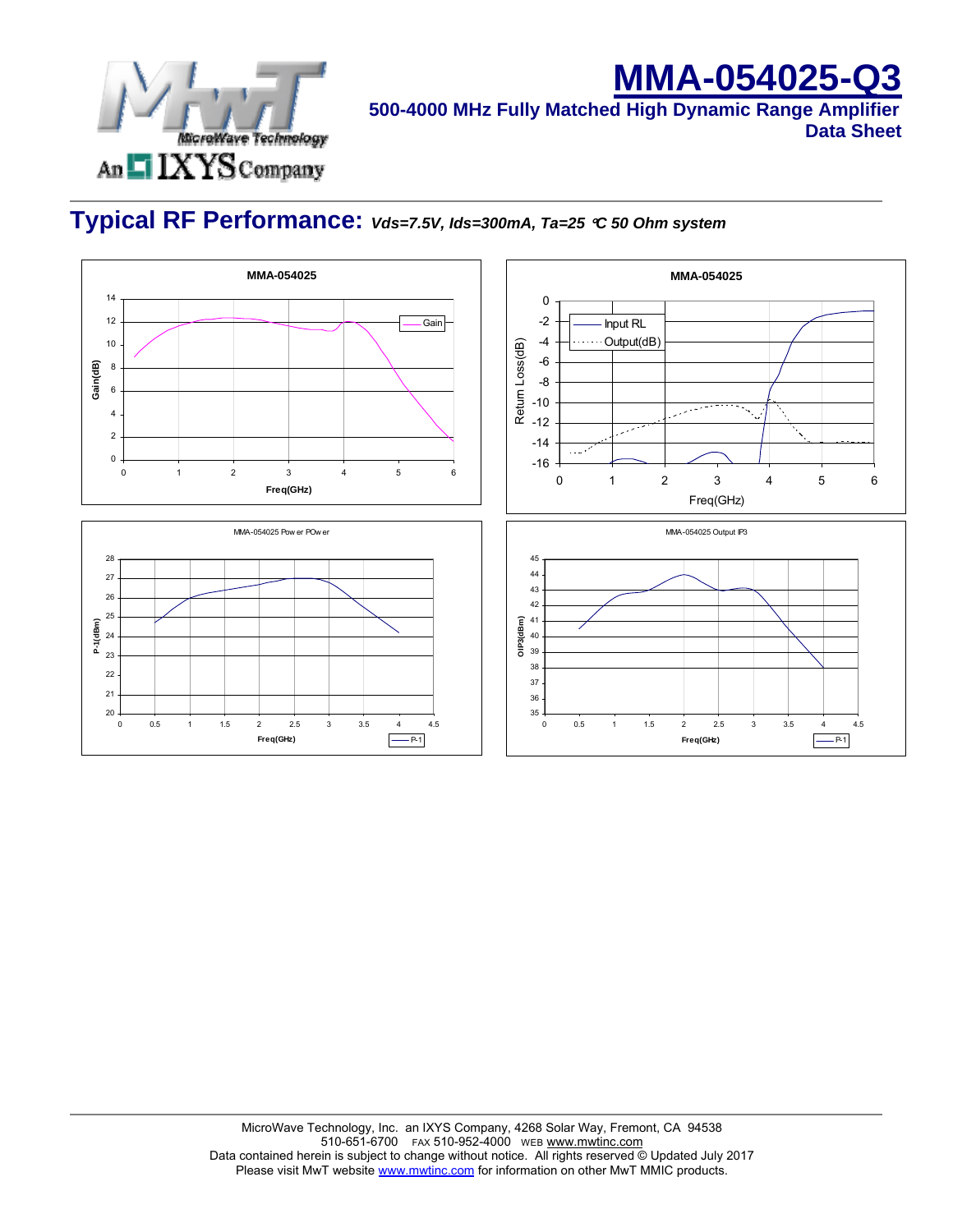# MMA-054025-Q3

**500-4000 MHz Fully Matched High Dynamic Range Amplifier**
**Data Sheet**

## Typical RF Performance: *Vds=7.5V, Ids=300mA, Ta=25 °C 50 Ohm system*

MMA-054025

Gain(dB) vs Freq(GHz) — Gain

MMA-054025

Return Loss(dB) vs Freq(GHz) — Input RL, Output(dB)

MMA-054025 Pow er POw er

P-1(dBm) vs Freq(GHz) — P-1

MMA-054025 Output IP3

OIP3(dBm) vs Freq(GHz) — P-1

MicroWave Technology, Inc. an IXYS Company, 4268 Solar Way, Fremont, CA 94538
510-651-6700 FAX 510-952-4000 WEB www.mwtinc.com
Data contained herein is subject to change without notice. All rights reserved © Updated July 2017
Please visit MwT website www.mwtinc.com for information on other MwT MMIC products.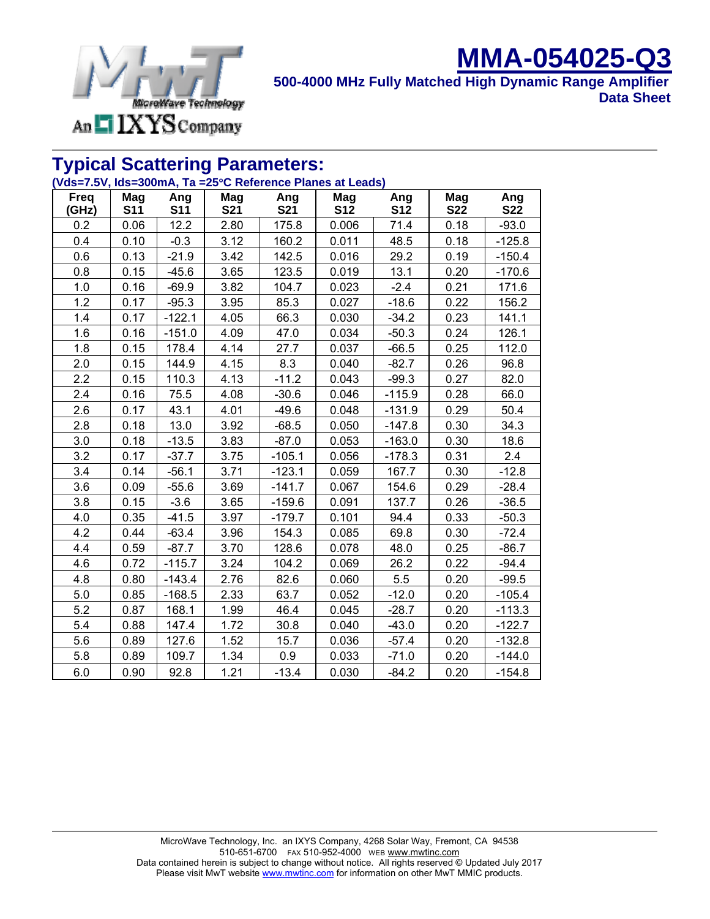# MMA-054025-Q3

**500-4000 MHz Fully Matched High Dynamic Range Amplifier**
**Data Sheet**

## Typical Scattering Parameters:

**(Vds=7.5V, Ids=300mA, Ta =25°C Reference Planes at Leads)**

| Freq (GHz) | Mag S11 | Ang S11 | Mag S21 | Ang S21 | Mag S12 | Ang S12 | Mag S22 | Ang S22 |
|---|---|---|---|---|---|---|---|---|
| 0.2 | 0.06 | 12.2 | 2.80 | 175.8 | 0.006 | 71.4 | 0.18 | -93.0 |
| 0.4 | 0.10 | -0.3 | 3.12 | 160.2 | 0.011 | 48.5 | 0.18 | -125.8 |
| 0.6 | 0.13 | -21.9 | 3.42 | 142.5 | 0.016 | 29.2 | 0.19 | -150.4 |
| 0.8 | 0.15 | -45.6 | 3.65 | 123.5 | 0.019 | 13.1 | 0.20 | -170.6 |
| 1.0 | 0.16 | -69.9 | 3.82 | 104.7 | 0.023 | -2.4 | 0.21 | 171.6 |
| 1.2 | 0.17 | -95.3 | 3.95 | 85.3 | 0.027 | -18.6 | 0.22 | 156.2 |
| 1.4 | 0.17 | -122.1 | 4.05 | 66.3 | 0.030 | -34.2 | 0.23 | 141.1 |
| 1.6 | 0.16 | -151.0 | 4.09 | 47.0 | 0.034 | -50.3 | 0.24 | 126.1 |
| 1.8 | 0.15 | 178.4 | 4.14 | 27.7 | 0.037 | -66.5 | 0.25 | 112.0 |
| 2.0 | 0.15 | 144.9 | 4.15 | 8.3 | 0.040 | -82.7 | 0.26 | 96.8 |
| 2.2 | 0.15 | 110.3 | 4.13 | -11.2 | 0.043 | -99.3 | 0.27 | 82.0 |
| 2.4 | 0.16 | 75.5 | 4.08 | -30.6 | 0.046 | -115.9 | 0.28 | 66.0 |
| 2.6 | 0.17 | 43.1 | 4.01 | -49.6 | 0.048 | -131.9 | 0.29 | 50.4 |
| 2.8 | 0.18 | 13.0 | 3.92 | -68.5 | 0.050 | -147.8 | 0.30 | 34.3 |
| 3.0 | 0.18 | -13.5 | 3.83 | -87.0 | 0.053 | -163.0 | 0.30 | 18.6 |
| 3.2 | 0.17 | -37.7 | 3.75 | -105.1 | 0.056 | -178.3 | 0.31 | 2.4 |
| 3.4 | 0.14 | -56.1 | 3.71 | -123.1 | 0.059 | 167.7 | 0.30 | -12.8 |
| 3.6 | 0.09 | -55.6 | 3.69 | -141.7 | 0.067 | 154.6 | 0.29 | -28.4 |
| 3.8 | 0.15 | -3.6 | 3.65 | -159.6 | 0.091 | 137.7 | 0.26 | -36.5 |
| 4.0 | 0.35 | -41.5 | 3.97 | -179.7 | 0.101 | 94.4 | 0.33 | -50.3 |
| 4.2 | 0.44 | -63.4 | 3.96 | 154.3 | 0.085 | 69.8 | 0.30 | -72.4 |
| 4.4 | 0.59 | -87.7 | 3.70 | 128.6 | 0.078 | 48.0 | 0.25 | -86.7 |
| 4.6 | 0.72 | -115.7 | 3.24 | 104.2 | 0.069 | 26.2 | 0.22 | -94.4 |
| 4.8 | 0.80 | -143.4 | 2.76 | 82.6 | 0.060 | 5.5 | 0.20 | -99.5 |
| 5.0 | 0.85 | -168.5 | 2.33 | 63.7 | 0.052 | -12.0 | 0.20 | -105.4 |
| 5.2 | 0.87 | 168.1 | 1.99 | 46.4 | 0.045 | -28.7 | 0.20 | -113.3 |
| 5.4 | 0.88 | 147.4 | 1.72 | 30.8 | 0.040 | -43.0 | 0.20 | -122.7 |
| 5.6 | 0.89 | 127.6 | 1.52 | 15.7 | 0.036 | -57.4 | 0.20 | -132.8 |
| 5.8 | 0.89 | 109.7 | 1.34 | 0.9 | 0.033 | -71.0 | 0.20 | -144.0 |
| 6.0 | 0.90 | 92.8 | 1.21 | -13.4 | 0.030 | -84.2 | 0.20 | -154.8 |

MicroWave Technology, Inc. an IXYS Company, 4268 Solar Way, Fremont, CA 94538
510-651-6700 FAX 510-952-4000 WEB www.mwtinc.com
Data contained herein is subject to change without notice. All rights reserved © Updated July 2017
Please visit MwT website www.mwtinc.com for information on other MwT MMIC products.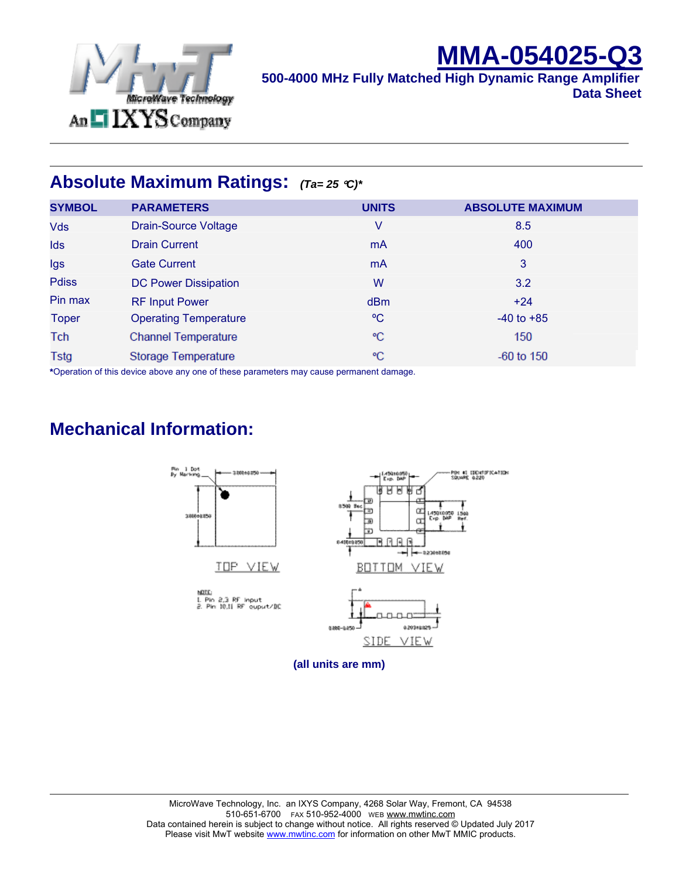# MMA-054025-Q3

**500-4000 MHz Fully Matched High Dynamic Range Amplifier**
**Data Sheet**

## Absolute Maximum Ratings: *(Ta= 25 °C)**

| SYMBOL | PARAMETERS | UNITS | ABSOLUTE MAXIMUM |
|---|---|---|---|
| Vds | Drain-Source Voltage | V | 8.5 |
| Ids | Drain Current | mA | 400 |
| Igs | Gate Current | mA | 3 |
| Pdiss | DC Power Dissipation | W | 3.2 |
| Pin max | RF Input Power | dBm | +24 |
| Toper | Operating Temperature | °C | -40 to +85 |
| Tch | Channel Temperature | °C | 150 |
| Tstg | Storage Temperature | °C | -60 to 150 |

**\***Operation of this device above any one of these parameters may cause permanent damage.

## Mechanical Information:

Pin 1 Dot By Marking

3.000±0.050

3.000±0.050

TOP VIEW

1.450±0.050 Exp. DAP

PIN #1 IDENTIFICATION SQUARE 0.220

0.500 Bsc

1.450±0.050 Exp. DAP

1.500 Ref.

0.400±0.050

0.230±0.050

BOTTOM VIEW

0.800~0.850

0.203±0.025

SIDE VIEW

NOTE:
1. Pin 2,3 RF input
2. Pin 10,11 RF ouput/DC

**(all units are mm)**

MicroWave Technology, Inc. an IXYS Company, 4268 Solar Way, Fremont, CA 94538
510-651-6700 FAX 510-952-4000 WEB www.mwtinc.com
Data contained herein is subject to change without notice. All rights reserved © Updated July 2017
Please visit MwT website www.mwtinc.com for information on other MwT MMIC products.